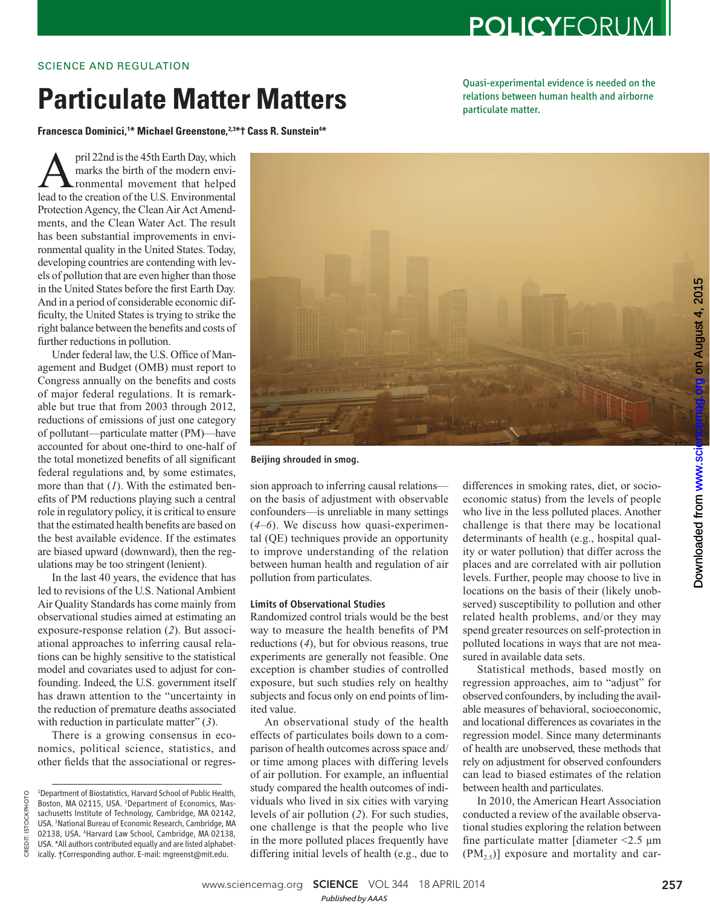POLICYFORUM

SCIENCE AND REGULATION

# Particulate Matter Matters

Quasi-experimental evidence is needed on the relations between human health and airborne particulate matter.

**Francesca Dominici,[1]* Michael Greenstone,[2,3]*† Cass R. Sunstein[4]***

April 22nd is the 45th Earth Day, which marks the birth of the modern environmental movement that helped lead to the creation of the U.S. Environmental Protection Agency, the Clean Air Act Amendments, and the Clean Water Act. The result has been substantial improvements in environmental quality in the United States. Today, developing countries are contending with levels of pollution that are even higher than those in the United States before the first Earth Day. And in a period of considerable economic difficulty, the United States is trying to strike the right balance between the benefits and costs of further reductions in pollution.

Under federal law, the U.S. Office of Management and Budget (OMB) must report to Congress annually on the benefits and costs of major federal regulations. It is remarkable but true that from 2003 through 2012, reductions of emissions of just one category of pollutant—particulate matter (PM)—have accounted for about one-third to one-half of the total monetized benefits of all significant federal regulations and, by some estimates, more than that (*1*). With the estimated benefits of PM reductions playing such a central role in regulatory policy, it is critical to ensure that the estimated health benefits are based on the best available evidence. If the estimates are biased upward (downward), then the regulations may be too stringent (lenient).

In the last 40 years, the evidence that has led to revisions of the U.S. National Ambient Air Quality Standards has come mainly from observational studies aimed at estimating an exposure-response relation (*2*). But associational approaches to inferring causal relations can be highly sensitive to the statistical model and covariates used to adjust for confounding. Indeed, the U.S. government itself has drawn attention to the "uncertainty in the reduction of premature deaths associated with reduction in particulate matter" (*3*).

There is a growing consensus in economics, political science, statistics, and other fields that the associational or regression approach to inferring causal relations—on the basis of adjustment with observable confounders—is unreliable in many settings (*4*–*6*). We discuss how quasi-experimental (QE) techniques provide an opportunity to improve understanding of the relation between human health and regulation of air pollution from particulates.

Beijing shrouded in smog.

### Limits of Observational Studies

Randomized control trials would be the best way to measure the health benefits of PM reductions (*4*), but for obvious reasons, true experiments are generally not feasible. One exception is chamber studies of controlled exposure, but such studies rely on healthy subjects and focus only on end points of limited value.

An observational study of the health effects of particulates boils down to a comparison of health outcomes across space and/or time among places with differing levels of air pollution. For example, an influential study compared the health outcomes of individuals who lived in six cities with varying levels of air pollution (*2*). For such studies, one challenge is that the people who live in the more polluted places frequently have differing initial levels of health (e.g., due to differences in smoking rates, diet, or socioeconomic status) from the levels of people who live in the less polluted places. Another challenge is that there may be locational determinants of health (e.g., hospital quality or water pollution) that differ across the places and are correlated with air pollution levels. Further, people may choose to live in locations on the basis of their (likely unobserved) susceptibility to pollution and other related health problems, and/or they may spend greater resources on self-protection in polluted locations in ways that are not measured in available data sets.

Statistical methods, based mostly on regression approaches, aim to "adjust" for observed confounders, by including the available measures of behavioral, socioeconomic, and locational differences as covariates in the regression model. Since many determinants of health are unobserved, these methods that rely on adjustment for observed confounders can lead to biased estimates of the relation between health and particulates.

In 2010, the American Heart Association conducted a review of the available observational studies exploring the relation between fine particulate matter [diameter <2.5 μm ($PM_{2.5}$)] exposure and mortality and car-

[1]Department of Biostatistics, Harvard School of Public Health, Boston, MA 02115, USA. [2]Department of Economics, Massachusetts Institute of Technology, Cambridge, MA 02142, USA. [3]National Bureau of Economic Research, Cambridge, MA 02138, USA. [4]Harvard Law School, Cambridge, MA 02138, USA. *All authors contributed equally and are listed alphabetically. †Corresponding author. E-mail: mgreenst@mit.edu.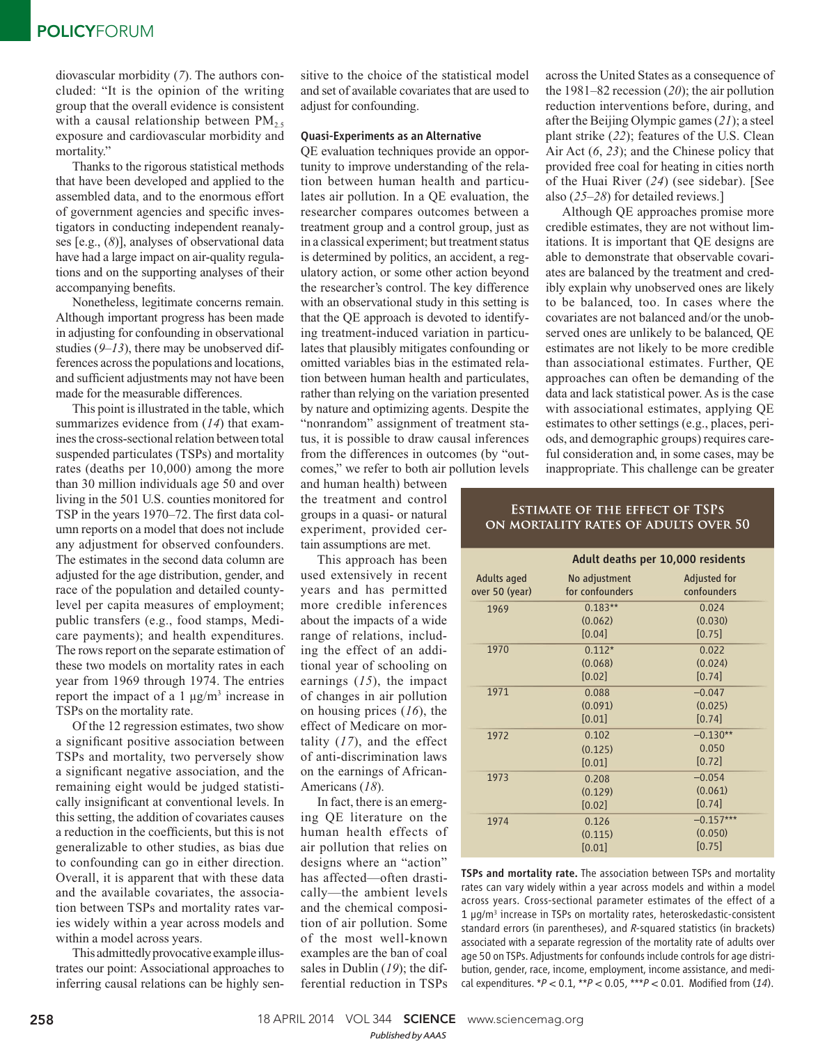diovascular morbidity (*7*). The authors concluded: "It is the opinion of the writing group that the overall evidence is consistent with a causal relationship between $PM_{2.5}$ exposure and cardiovascular morbidity and mortality."

Thanks to the rigorous statistical methods that have been developed and applied to the assembled data, and to the enormous effort of government agencies and specific investigators in conducting independent reanalyses [e.g., (*8*)], analyses of observational data have had a large impact on air-quality regulations and on the supporting analyses of their accompanying benefits.

Nonetheless, legitimate concerns remain. Although important progress has been made in adjusting for confounding in observational studies (*9–13*), there may be unobserved differences across the populations and locations, and sufficient adjustments may not have been made for the measurable differences.

This point is illustrated in the table, which summarizes evidence from (*14*) that examines the cross-sectional relation between total suspended particulates (TSPs) and mortality rates (deaths per 10,000) among the more than 30 million individuals age 50 and over living in the 501 U.S. counties monitored for TSP in the years 1970–72. The first data column reports on a model that does not include any adjustment for observed confounders. The estimates in the second data column are adjusted for the age distribution, gender, and race of the population and detailed county-level per capita measures of employment; public transfers (e.g., food stamps, Medicare payments); and health expenditures. The rows report on the separate estimation of these two models on mortality rates in each year from 1969 through 1974. The entries report the impact of a 1 μg/m$^3$ increase in TSPs on the mortality rate.

Of the 12 regression estimates, two show a significant positive association between TSPs and mortality, two perversely show a significant negative association, and the remaining eight would be judged statistically insignificant at conventional levels. In this setting, the addition of covariates causes a reduction in the coefficients, but this is not generalizable to other studies, as bias due to confounding can go in either direction. Overall, it is apparent that with these data and the available covariates, the association between TSPs and mortality rates varies widely within a year across models and within a model across years.

This admittedly provocative example illustrates our point: Associational approaches to inferring causal relations can be highly sensitive to the choice of the statistical model and set of available covariates that are used to adjust for confounding.

### Quasi-Experiments as an Alternative

QE evaluation techniques provide an opportunity to improve understanding of the relation between human health and particulates air pollution. In a QE evaluation, the researcher compares outcomes between a treatment group and a control group, just as in a classical experiment; but treatment status is determined by politics, an accident, a regulatory action, or some other action beyond the researcher's control. The key difference with an observational study in this setting is that the QE approach is devoted to identifying treatment-induced variation in particulates that plausibly mitigates confounding or omitted variables bias in the estimated relation between human health and particulates, rather than relying on the variation presented by nature and optimizing agents. Despite the "nonrandom" assignment of treatment status, it is possible to draw causal inferences from the differences in outcomes (by "outcomes," we refer to both air pollution levels and human health) between the treatment and control groups in a quasi- or natural experiment, provided certain assumptions are met.

This approach has been used extensively in recent years and has permitted more credible inferences about the impacts of a wide range of relations, including the effect of an additional year of schooling on earnings (*15*), the impact of changes in air pollution on housing prices (*16*), the effect of Medicare on mortality (*17*), and the effect of anti-discrimination laws on the earnings of African-Americans (*18*).

In fact, there is an emerging QE literature on the human health effects of air pollution that relies on designs where an "action" has affected—often drastically—the ambient levels and the chemical composition of air pollution. Some of the most well-known examples are the ban of coal sales in Dublin (*19*); the differential reduction in TSPs across the United States as a consequence of the 1981–82 recession (*20*); the air pollution reduction interventions before, during, and after the Beijing Olympic games (*21*); a steel plant strike (*22*); features of the U.S. Clean Air Act (*6*, *23*); and the Chinese policy that provided free coal for heating in cities north of the Huai River (*24*) (see sidebar). [See also (*25–28*) for detailed reviews.]

Although QE approaches promise more credible estimates, they are not without limitations. It is important that QE designs are able to demonstrate that observable covariates are balanced by the treatment and credibly explain why unobserved ones are likely to be balanced, too. In cases where the covariates are not balanced and/or the unobserved ones are unlikely to be balanced, QE estimates are not likely to be more credible than associational estimates. Further, QE approaches can often be demanding of the data and lack statistical power. As is the case with associational estimates, applying QE estimates to other settings (e.g., places, periods, and demographic groups) requires careful consideration and, in some cases, may be inappropriate. This challenge can be greater

### Estimate of the effect of TSPs on mortality rates of adults over 50

| Adults aged over 50 (year) | Adult deaths per 10,000 residents: No adjustment for confounders | Adjusted for confounders |
|---|---|---|
| 1969 | 0.183** (0.062) [0.04] | 0.024 (0.030) [0.75] |
| 1970 | 0.112* (0.068) [0.02] | 0.022 (0.024) [0.74] |
| 1971 | 0.088 (0.091) [0.01] | −0.047 (0.025) [0.74] |
| 1972 | 0.102 (0.125) [0.01] | −0.130** 0.050 [0.72] |
| 1973 | 0.208 (0.129) [0.02] | −0.054 (0.061) [0.74] |
| 1974 | 0.126 (0.115) [0.01] | −0.157*** (0.050) [0.75] |

**TSPs and mortality rate.** The association between TSPs and mortality rates can vary widely within a year across models and within a model across years. Cross-sectional parameter estimates of the effect of a 1 μg/m$^3$ increase in TSPs on mortality rates, heteroskedastic-consistent standard errors (in parentheses), and $R$-squared statistics (in brackets) associated with a separate regression of the mortality rate of adults over age 50 on TSPs. Adjustments for confounds include controls for age distribution, gender, race, income, employment, income assistance, and medical expenditures. *$P < 0.1$, **$P < 0.05$, ***$P < 0.01$. Modified from (*14*).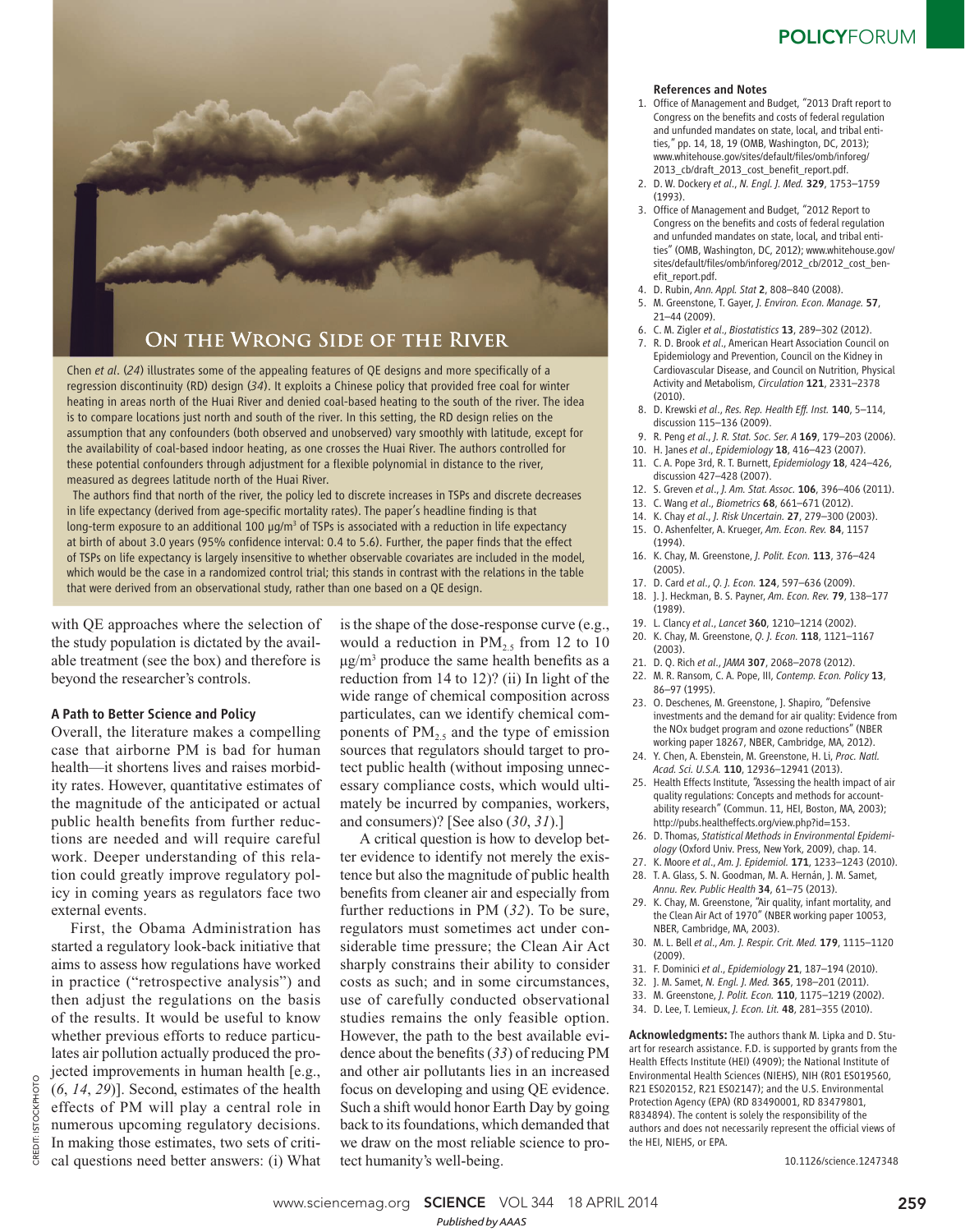## On the Wrong Side of the River

Chen *et al*. (*24*) illustrates some of the appealing features of QE designs and more specifically of a regression discontinuity (RD) design (*34*). It exploits a Chinese policy that provided free coal for winter heating in areas north of the Huai River and denied coal-based heating to the south of the river. The idea is to compare locations just north and south of the river. In this setting, the RD design relies on the assumption that any confounders (both observed and unobserved) vary smoothly with latitude, except for the availability of coal-based indoor heating, as one crosses the Huai River. The authors controlled for these potential confounders through adjustment for a flexible polynomial in distance to the river, measured as degrees latitude north of the Huai River.

The authors find that north of the river, the policy led to discrete increases in TSPs and discrete decreases in life expectancy (derived from age-specific mortality rates). The paper's headline finding is that long-term exposure to an additional 100 μg/m$^3$ of TSPs is associated with a reduction in life expectancy at birth of about 3.0 years (95% confidence interval: 0.4 to 5.6). Further, the paper finds that the effect of TSPs on life expectancy is largely insensitive to whether observable covariates are included in the model, which would be the case in a randomized control trial; this stands in contrast with the relations in the table that were derived from an observational study, rather than one based on a QE design.

with QE approaches where the selection of the study population is dictated by the available treatment (see the box) and therefore is beyond the researcher's controls.

### A Path to Better Science and Policy

Overall, the literature makes a compelling case that airborne PM is bad for human health—it shortens lives and raises morbidity rates. However, quantitative estimates of the magnitude of the anticipated or actual public health benefits from further reductions are needed and will require careful work. Deeper understanding of this relation could greatly improve regulatory policy in coming years as regulators face two external events.

First, the Obama Administration has started a regulatory look-back initiative that aims to assess how regulations have worked in practice ("retrospective analysis") and then adjust the regulations on the basis of the results. It would be useful to know whether previous efforts to reduce particulates air pollution actually produced the projected improvements in human health [e.g., (*6*, *14*, *29*)]. Second, estimates of the health effects of PM will play a central role in numerous upcoming regulatory decisions. In making those estimates, two sets of critical questions need better answers: (i) What is the shape of the dose-response curve (e.g., would a reduction in $PM_{2.5}$ from 12 to 10 μg/m$^3$ produce the same health benefits as a reduction from 14 to 12)? (ii) In light of the wide range of chemical composition across particulates, can we identify chemical components of $PM_{2.5}$ and the type of emission sources that regulators should target to protect public health (without imposing unnecessary compliance costs, which would ultimately be incurred by companies, workers, and consumers)? [See also (*30*, *31*).]

A critical question is how to develop better evidence to identify not merely the existence but also the magnitude of public health benefits from cleaner air and especially from further reductions in PM (*32*). To be sure, regulators must sometimes act under considerable time pressure; the Clean Air Act sharply constrains their ability to consider costs as such; and in some circumstances, use of carefully conducted observational studies remains the only feasible option. However, the path to the best available evidence about the benefits (*33*) of reducing PM and other air pollutants lies in an increased focus on developing and using QE evidence. Such a shift would honor Earth Day by going back to its foundations, which demanded that we draw on the most reliable science to protect humanity's well-being.

#### References and Notes

1. Office of Management and Budget, "2013 Draft report to Congress on the benefits and costs of federal regulation and unfunded mandates on state, local, and tribal entities," pp. 14, 18, 19 (OMB, Washington, DC, 2013); www.whitehouse.gov/sites/default/files/omb/inforeg/2013_cb/draft_2013_cost_benefit_report.pdf.
2. D. W. Dockery *et al*., *N. Engl. J. Med.* **329**, 1753–1759 (1993).
3. Office of Management and Budget, "2012 Report to Congress on the benefits and costs of federal regulation and unfunded mandates on state, local, and tribal entities" (OMB, Washington, DC, 2012); www.whitehouse.gov/sites/default/files/omb/inforeg/2012_cb/2012_cost_benefit_report.pdf.
4. D. Rubin, *Ann. Appl. Stat* **2**, 808–840 (2008).
5. M. Greenstone, T. Gayer, *J. Environ. Econ. Manage.* **57**, 21–44 (2009).
6. C. M. Zigler *et al*., *Biostatistics* **13**, 289–302 (2012).
7. R. D. Brook *et al*., American Heart Association Council on Epidemiology and Prevention, Council on the Kidney in Cardiovascular Disease, and Council on Nutrition, Physical Activity and Metabolism, *Circulation* **121**, 2331–2378 (2010).
8. D. Krewski *et al*., *Res. Rep. Health Eff. Inst.* **140**, 5–114, discussion 115–136 (2009).
9. R. Peng *et al*., *J. R. Stat. Soc. Ser. A* **169**, 179–203 (2006).
10. H. Janes *et al*., *Epidemiology* **18**, 416–423 (2007).
11. C. A. Pope 3rd, R. T. Burnett, *Epidemiology* **18**, 424–426, discussion 427–428 (2007).
12. S. Greven *et al*., *J. Am. Stat. Assoc.* **106**, 396–406 (2011).
13. C. Wang *et al*., *Biometrics* **68**, 661–671 (2012).
14. K. Chay *et al*., *J. Risk Uncertain.* **27**, 279–300 (2003).
15. O. Ashenfelter, A. Krueger, *Am. Econ. Rev.* **84**, 1157 (1994).
16. K. Chay, M. Greenstone, *J. Polit. Econ.* **113**, 376–424 (2005).
17. D. Card *et al*., *Q. J. Econ.* **124**, 597–636 (2009).
18. J. J. Heckman, B. S. Payner, *Am. Econ. Rev.* **79**, 138–177 (1989).
19. L. Clancy *et al*., *Lancet* **360**, 1210–1214 (2002).
20. K. Chay, M. Greenstone, *Q. J. Econ.* **118**, 1121–1167 (2003).
21. D. Q. Rich *et al*., *JAMA* **307**, 2068–2078 (2012).
22. M. R. Ransom, C. A. Pope, III, *Contemp. Econ. Policy* **13**, 86–97 (1995).
23. O. Deschenes, M. Greenstone, J. Shapiro, "Defensive investments and the demand for air quality: Evidence from the NOx budget program and ozone reductions" (NBER working paper 18267, NBER, Cambridge, MA, 2012).
24. Y. Chen, A. Ebenstein, M. Greenstone, H. Li, *Proc. Natl. Acad. Sci. U.S.A.* **110**, 12936–12941 (2013).
25. Health Effects Institute, "Assessing the health impact of air quality regulations: Concepts and methods for accountability research" (Commun. 11, HEI, Boston, MA, 2003); http://pubs.healtheffects.org/view.php?id=153.
26. D. Thomas, *Statistical Methods in Environmental Epidemiology* (Oxford Univ. Press, New York, 2009), chap. 14.
27. K. Moore *et al*., *Am. J. Epidemiol.* **171**, 1233–1243 (2010).
28. T. A. Glass, S. N. Goodman, M. A. Hernán, J. M. Samet, *Annu. Rev. Public Health* **34**, 61–75 (2013).
29. K. Chay, M. Greenstone, "Air quality, infant mortality, and the Clean Air Act of 1970" (NBER working paper 10053, NBER, Cambridge, MA, 2003).
30. M. L. Bell *et al*., *Am. J. Respir. Crit. Med.* **179**, 1115–1120 (2009).
31. F. Dominici *et al*., *Epidemiology* **21**, 187–194 (2010).
32. J. M. Samet, *N. Engl. J. Med.* **365**, 198–201 (2011).
33. M. Greenstone, *J. Polit. Econ.* **110**, 1175–1219 (2002).
34. D. Lee, T. Lemieux, *J. Econ. Lit.* **48**, 281–355 (2010).

**Acknowledgments:** The authors thank M. Lipka and D. Stuart for research assistance. F.D. is supported by grants from the Health Effects Institute (HEI) (4909); the National Institute of Environmental Health Sciences (NIEHS), NIH (R01 ES019560, R21 ES020152, R21 ES021247); and the U.S. Environmental Protection Agency (EPA) (RD 83490001, RD 83479801, R834894). The content is solely the responsibility of the authors and does not necessarily represent the official views of the HEI, NIEHS, or EPA.

10.1126/science.1247348